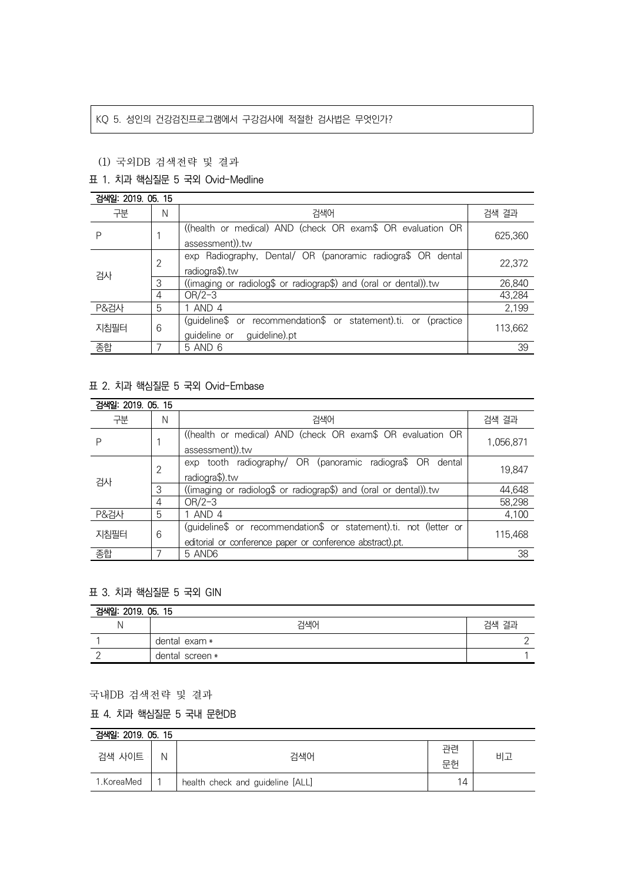KQ 5. 성인의 건강검진프로그램에서 구강검사에 적절한 검사법은 무엇인가?

(1) 국외DB 검색전략 및 결과

표 1. 치과 핵심질문 5 국외 Ovid-Medline

| 검색일: 2019. 05. 15 | | | |
|---|---|---|---|
| 구분 | N | 검색어 | 검색 결과 |
| P | 1 | ((health or medical) AND (check OR exam$ OR evaluation OR assessment)).tw | 625,360 |
| 검사 | 2 | exp Radiography, Dental/ OR (panoramic radiogra$ OR dental radiogra$).tw | 22,372 |
| | 3 | ((imaging or radiolog$ or radiograp$) and (oral or dental)).tw | 26,840 |
| | 4 | OR/2-3 | 43,284 |
| P&검사 | 5 | 1 AND 4 | 2,199 |
| 지침필터 | 6 | (guideline$ or recommendation$ or statement).ti. or (practice guideline or guideline).pt | 113,662 |
| 종합 | 7 | 5 AND 6 | 39 |

표 2. 치과 핵심질문 5 국외 Ovid-Embase

| 검색일: 2019. 05. 15 | | | |
|---|---|---|---|
| 구분 | N | 검색어 | 검색 결과 |
| P | 1 | ((health or medical) AND (check OR exam$ OR evaluation OR assessment)).tw | 1,056,871 |
| 검사 | 2 | exp tooth radiography/ OR (panoramic radiogra$ OR dental radiogra$).tw | 19,847 |
| | 3 | ((imaging or radiolog$ or radiograp$) and (oral or dental)).tw | 44,648 |
| | 4 | OR/2-3 | 58,298 |
| P&검사 | 5 | 1 AND 4 | 4,100 |
| 지침필터 | 6 | (guideline$ or recommendation$ or statement).ti. not (letter or editorial or conference paper or conference abstract).pt. | 115,468 |
| 종합 | 7 | 5 AND6 | 38 |

표 3. 치과 핵심질문 5 국외 GIN

| 검색일: 2019. 05. 15 | | |
|---|---|---|
| N | 검색어 | 검색 결과 |
| 1 | dental exam * | 2 |
| 2 | dental screen * | 1 |

국내DB 검색전략 및 결과

표 4. 치과 핵심질문 5 국내 문헌DB

| 검색일: 2019. 05. 15 | | | | |
|---|---|---|---|---|
| 검색 사이트 | N | 검색어 | 관련 문헌 | 비고 |
| 1.KoreaMed | 1 | health check and guideline [ALL] | 14 | |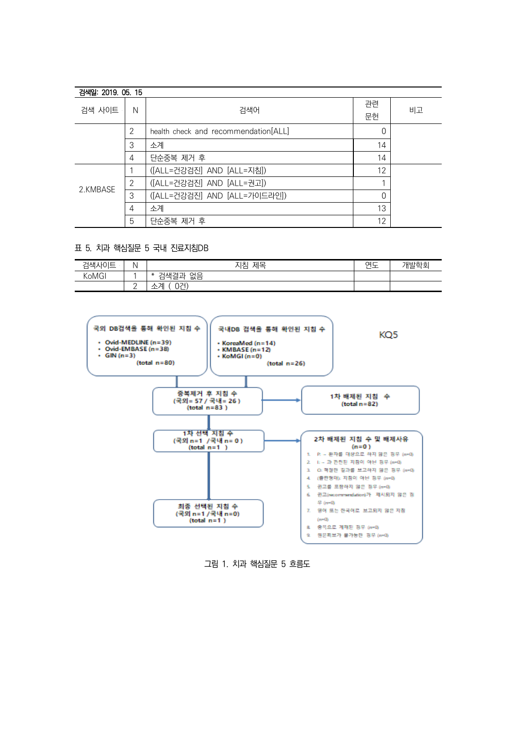| 검색일: 2019. 05. 15 | | | | |
|---|---|---|---|---|
| 검색 사이트 | N | 검색어 | 관련 문헌 | 비고 |
| | 2 | health check and recommendation[ALL] | 0 | |
| | 3 | 소계 | 14 | |
| | 4 | 단순중복 제거 후 | 14 | |
| 2.KMBASE | 1 | ([ALL=건강검진] AND [ALL=지침]) | 12 | |
| | 2 | ([ALL=건강검진] AND [ALL=권고]) | 1 | |
| | 3 | ([ALL=건강검진] AND [ALL=가이드라인]) | 0 | |
| | 4 | 소계 | 13 | |
| | 5 | 단순중복 제거 후 | 12 | |

표 5. 치과 핵심질문 5 국내 진료지침DB

| 검색사이트 | N | 지침 제목 | 연도 | 개발학회 |
|---|---|---|---|---|
| KoMGI | 1 | * 검색결과 없음 | | |
| | 2 | 소계 ( 0건) | | |

KQ5

국외 DB검색을 통해 확인된 지침 수
- Ovid-MEDLINE (n=39)
- Ovid-EMBASE (n=38)
- GIN (n=3)

(total n=80)

국내DB 검색을 통해 확인된 지침 수
- KoreaMed (n=14)
- KMBASE (n=12)
- KoMGI (n=0)

(total n=26)

중복제거 후 지침 수
(국외= 57 / 국내= 26 )
(total n=83 )

1차 배제된 지침 수
(total n=82)

1차 선택 지침 수
(국외 n=1 /국내 n= 0 )
(total n=1 )

2차 배제된 지침 수 및 배제사유
(n=0 )
1. P: - 환자를 대상으로 하지 않은 경우 (n=0)
2. I: - 과 관련된 지침이 아닌 경우 (n=0)
3. O: 적절한 결과를 보고하지 않은 경우 (n=0)
4. (출판형태): 지침이 아닌 경우 (n=0)
5. 권고를 포함하지 않은 경우 (n=0)
6. 권고(recommendation)가 제시되지 않은 경우 (n=0)
7. 영어 또는 한국어로 보고되지 않은 지침 (n=0)
8. 중복으로 제외된 경우 (n=0)
9. 원문확보가 불가능한 경우 (n=0)

최종 선택된 지침 수
(국외 n=1 /국내 n=0)
(total n=1 )

그림 1. 치과 핵심질문 5 흐름도